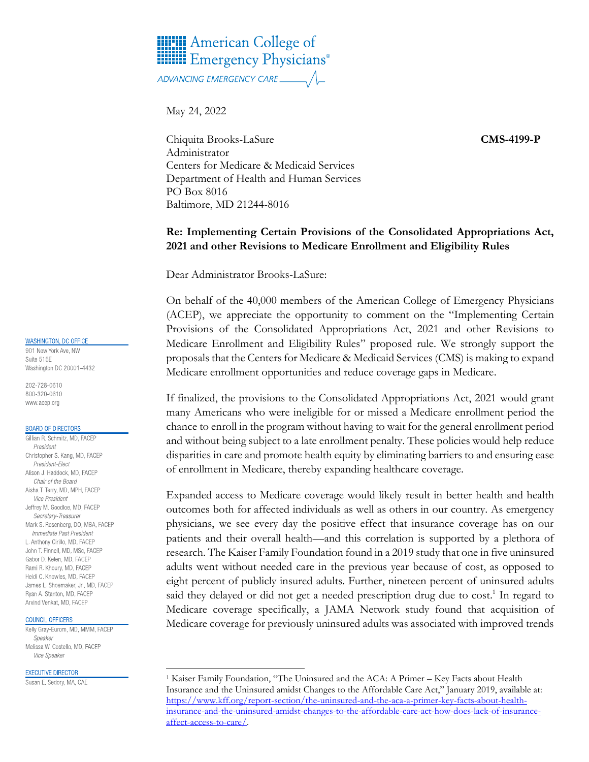American College of Emergency Physicians®

ADVANCING EMERGENCY CARE

May 24, 2022

Chiquita Brooks-LaSure
Administrator
Centers for Medicare & Medicaid Services
Department of Health and Human Services
PO Box 8016
Baltimore, MD 21244-8016

**CMS-4199-P**

**Re: Implementing Certain Provisions of the Consolidated Appropriations Act, 2021 and other Revisions to Medicare Enrollment and Eligibility Rules**

Dear Administrator Brooks-LaSure:

On behalf of the 40,000 members of the American College of Emergency Physicians (ACEP), we appreciate the opportunity to comment on the "Implementing Certain Provisions of the Consolidated Appropriations Act, 2021 and other Revisions to Medicare Enrollment and Eligibility Rules" proposed rule. We strongly support the proposals that the Centers for Medicare & Medicaid Services (CMS) is making to expand Medicare enrollment opportunities and reduce coverage gaps in Medicare.

If finalized, the provisions to the Consolidated Appropriations Act, 2021 would grant many Americans who were ineligible for or missed a Medicare enrollment period the chance to enroll in the program without having to wait for the general enrollment period and without being subject to a late enrollment penalty. These policies would help reduce disparities in care and promote health equity by eliminating barriers to and ensuring ease of enrollment in Medicare, thereby expanding healthcare coverage.

Expanded access to Medicare coverage would likely result in better health and health outcomes both for affected individuals as well as others in our country. As emergency physicians, we see every day the positive effect that insurance coverage has on our patients and their overall health—and this correlation is supported by a plethora of research. The Kaiser Family Foundation found in a 2019 study that one in five uninsured adults went without needed care in the previous year because of cost, as opposed to eight percent of publicly insured adults. Further, nineteen percent of uninsured adults said they delayed or did not get a needed prescription drug due to cost.[1] In regard to Medicare coverage specifically, a JAMA Network study found that acquisition of Medicare coverage for previously uninsured adults was associated with improved trends

WASHINGTON, DC OFFICE
901 New York Ave, NW
Suite 515E
Washington DC 20001-4432

202-728-0610
800-320-0610
www.acep.org

BOARD OF DIRECTORS
Gillian R. Schmitz, MD, FACEP
*President*
Christopher S. Kang, MD, FACEP
*President-Elect*
Alison J. Haddock, MD, FACEP
*Chair of the Board*
Aisha T. Terry, MD, MPH, FACEP
*Vice President*
Jeffrey M. Goodloe, MD, FACEP
*Secretary-Treasurer*
Mark S. Rosenberg, DO, MBA, FACEP
*Immediate Past President*
L. Anthony Cirillo, MD, FACEP
John T. Finnell, MD, MSc, FACEP
Gabor D. Kelen, MD, FACEP
Rami R. Khoury, MD, FACEP
Heidi C. Knowles, MD, FACEP
James L. Shoemaker, Jr., MD, FACEP
Ryan A. Stanton, MD, FACEP
Arvind Venkat, MD, FACEP

COUNCIL OFFICERS
Kelly Gray-Eurom, MD, MMM, FACEP
*Speaker*
Melissa W. Costello, MD, FACEP
*Vice Speaker*

EXECUTIVE DIRECTOR
Susan E. Sedory, MA, CAE

---

[1] Kaiser Family Foundation, "The Uninsured and the ACA: A Primer – Key Facts about Health Insurance and the Uninsured amidst Changes to the Affordable Care Act," January 2019, available at: https://www.kff.org/report-section/the-uninsured-and-the-aca-a-primer-key-facts-about-health-insurance-and-the-uninsured-amidst-changes-to-the-affordable-care-act-how-does-lack-of-insurance-affect-access-to-care/.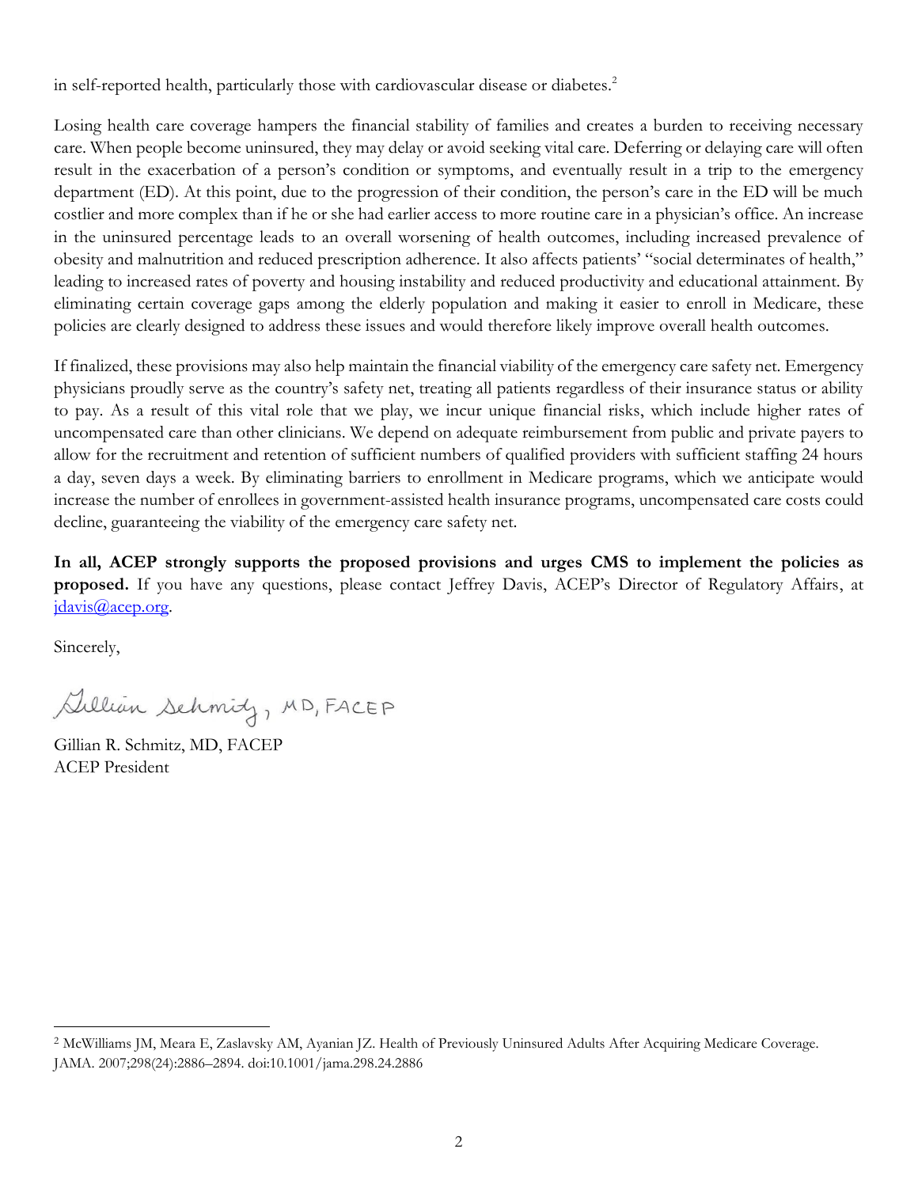in self-reported health, particularly those with cardiovascular disease or diabetes.[2]

Losing health care coverage hampers the financial stability of families and creates a burden to receiving necessary care. When people become uninsured, they may delay or avoid seeking vital care. Deferring or delaying care will often result in the exacerbation of a person's condition or symptoms, and eventually result in a trip to the emergency department (ED). At this point, due to the progression of their condition, the person's care in the ED will be much costlier and more complex than if he or she had earlier access to more routine care in a physician's office. An increase in the uninsured percentage leads to an overall worsening of health outcomes, including increased prevalence of obesity and malnutrition and reduced prescription adherence. It also affects patients' "social determinates of health," leading to increased rates of poverty and housing instability and reduced productivity and educational attainment. By eliminating certain coverage gaps among the elderly population and making it easier to enroll in Medicare, these policies are clearly designed to address these issues and would therefore likely improve overall health outcomes.

If finalized, these provisions may also help maintain the financial viability of the emergency care safety net. Emergency physicians proudly serve as the country's safety net, treating all patients regardless of their insurance status or ability to pay. As a result of this vital role that we play, we incur unique financial risks, which include higher rates of uncompensated care than other clinicians. We depend on adequate reimbursement from public and private payers to allow for the recruitment and retention of sufficient numbers of qualified providers with sufficient staffing 24 hours a day, seven days a week. By eliminating barriers to enrollment in Medicare programs, which we anticipate would increase the number of enrollees in government-assisted health insurance programs, uncompensated care costs could decline, guaranteeing the viability of the emergency care safety net.

**In all, ACEP strongly supports the proposed provisions and urges CMS to implement the policies as proposed.** If you have any questions, please contact Jeffrey Davis, ACEP's Director of Regulatory Affairs, at jdavis@acep.org.

Sincerely,

Gillian Schmitz, MD, FACEP

Gillian R. Schmitz, MD, FACEP
ACEP President

---

[2] McWilliams JM, Meara E, Zaslavsky AM, Ayanian JZ. Health of Previously Uninsured Adults After Acquiring Medicare Coverage. JAMA. 2007;298(24):2886–2894. doi:10.1001/jama.298.24.2886